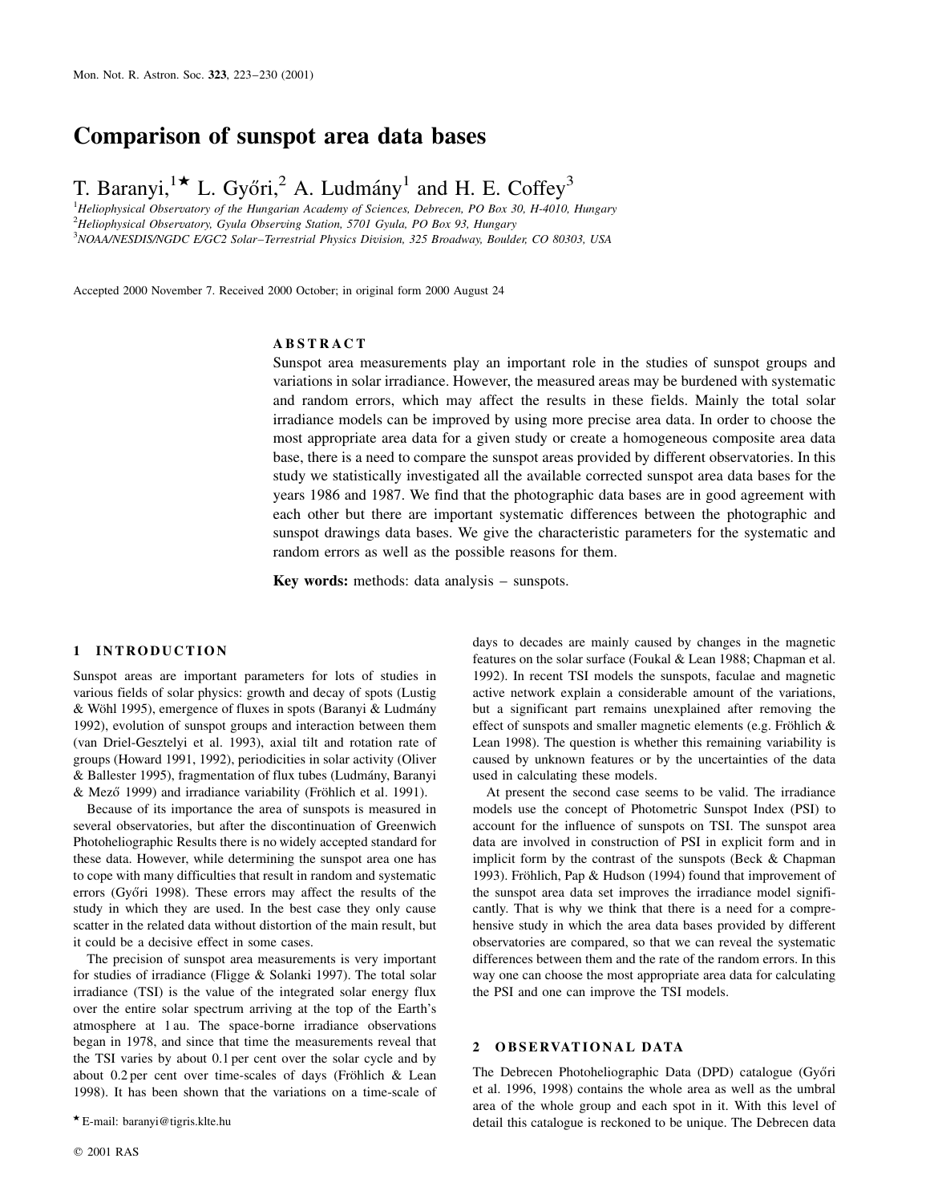# Comparison of sunspot area data bases

T. Baranyi,[1★] L. Győri,[2] A. Ludmány[1] and H. E. Coffey[3]

[1]Heliophysical Observatory of the Hungarian Academy of Sciences, Debrecen, PO Box 30, H-4010, Hungary
[2]Heliophysical Observatory, Gyula Observing Station, 5701 Gyula, PO Box 93, Hungary
[3]NOAA/NESDIS/NGDC E/GC2 Solar–Terrestrial Physics Division, 325 Broadway, Boulder, CO 80303, USA

Accepted 2000 November 7. Received 2000 October; in original form 2000 August 24

## ABSTRACT

Sunspot area measurements play an important role in the studies of sunspot groups and variations in solar irradiance. However, the measured areas may be burdened with systematic and random errors, which may affect the results in these fields. Mainly the total solar irradiance models can be improved by using more precise area data. In order to choose the most appropriate area data for a given study or create a homogeneous composite area data base, there is a need to compare the sunspot areas provided by different observatories. In this study we statistically investigated all the available corrected sunspot area data bases for the years 1986 and 1987. We find that the photographic data bases are in good agreement with each other but there are important systematic differences between the photographic and sunspot drawings data bases. We give the characteristic parameters for the systematic and random errors as well as the possible reasons for them.

**Key words:** methods: data analysis – sunspots.

## 1 INTRODUCTION

Sunspot areas are important parameters for lots of studies in various fields of solar physics: growth and decay of spots (Lustig & Wöhl 1995), emergence of fluxes in spots (Baranyi & Ludmány 1992), evolution of sunspot groups and interaction between them (van Driel-Gesztelyi et al. 1993), axial tilt and rotation rate of groups (Howard 1991, 1992), periodicities in solar activity (Oliver & Ballester 1995), fragmentation of flux tubes (Ludmány, Baranyi & Mező 1999) and irradiance variability (Fröhlich et al. 1991).

Because of its importance the area of sunspots is measured in several observatories, but after the discontinuation of Greenwich Photoheliographic Results there is no widely accepted standard for these data. However, while determining the sunspot area one has to cope with many difficulties that result in random and systematic errors (Győri 1998). These errors may affect the results of the study in which they are used. In the best case they only cause scatter in the related data without distortion of the main result, but it could be a decisive effect in some cases.

The precision of sunspot area measurements is very important for studies of irradiance (Fligge & Solanki 1997). The total solar irradiance (TSI) is the value of the integrated solar energy flux over the entire solar spectrum arriving at the top of the Earth's atmosphere at 1 au. The space-borne irradiance observations began in 1978, and since that time the measurements reveal that the TSI varies by about 0.1 per cent over the solar cycle and by about 0.2 per cent over time-scales of days (Fröhlich & Lean 1998). It has been shown that the variations on a time-scale of days to decades are mainly caused by changes in the magnetic features on the solar surface (Foukal & Lean 1988; Chapman et al. 1992). In recent TSI models the sunspots, faculae and magnetic active network explain a considerable amount of the variations, but a significant part remains unexplained after removing the effect of sunspots and smaller magnetic elements (e.g. Fröhlich & Lean 1998). The question is whether this remaining variability is caused by unknown features or by the uncertainties of the data used in calculating these models.

At present the second case seems to be valid. The irradiance models use the concept of Photometric Sunspot Index (PSI) to account for the influence of sunspots on TSI. The sunspot area data are involved in construction of PSI in explicit form and in implicit form by the contrast of the sunspots (Beck & Chapman 1993). Fröhlich, Pap & Hudson (1994) found that improvement of the sunspot area data set improves the irradiance model significantly. That is why we think that there is a need for a comprehensive study in which the area data bases provided by different observatories are compared, so that we can reveal the systematic differences between them and the rate of the random errors. In this way one can choose the most appropriate area data for calculating the PSI and one can improve the TSI models.

## 2 OBSERVATIONAL DATA

The Debrecen Photoheliographic Data (DPD) catalogue (Győri et al. 1996, 1998) contains the whole area as well as the umbral area of the whole group and each spot in it. With this level of detail this catalogue is reckoned to be unique. The Debrecen data

★ E-mail: baranyi@tigris.klte.hu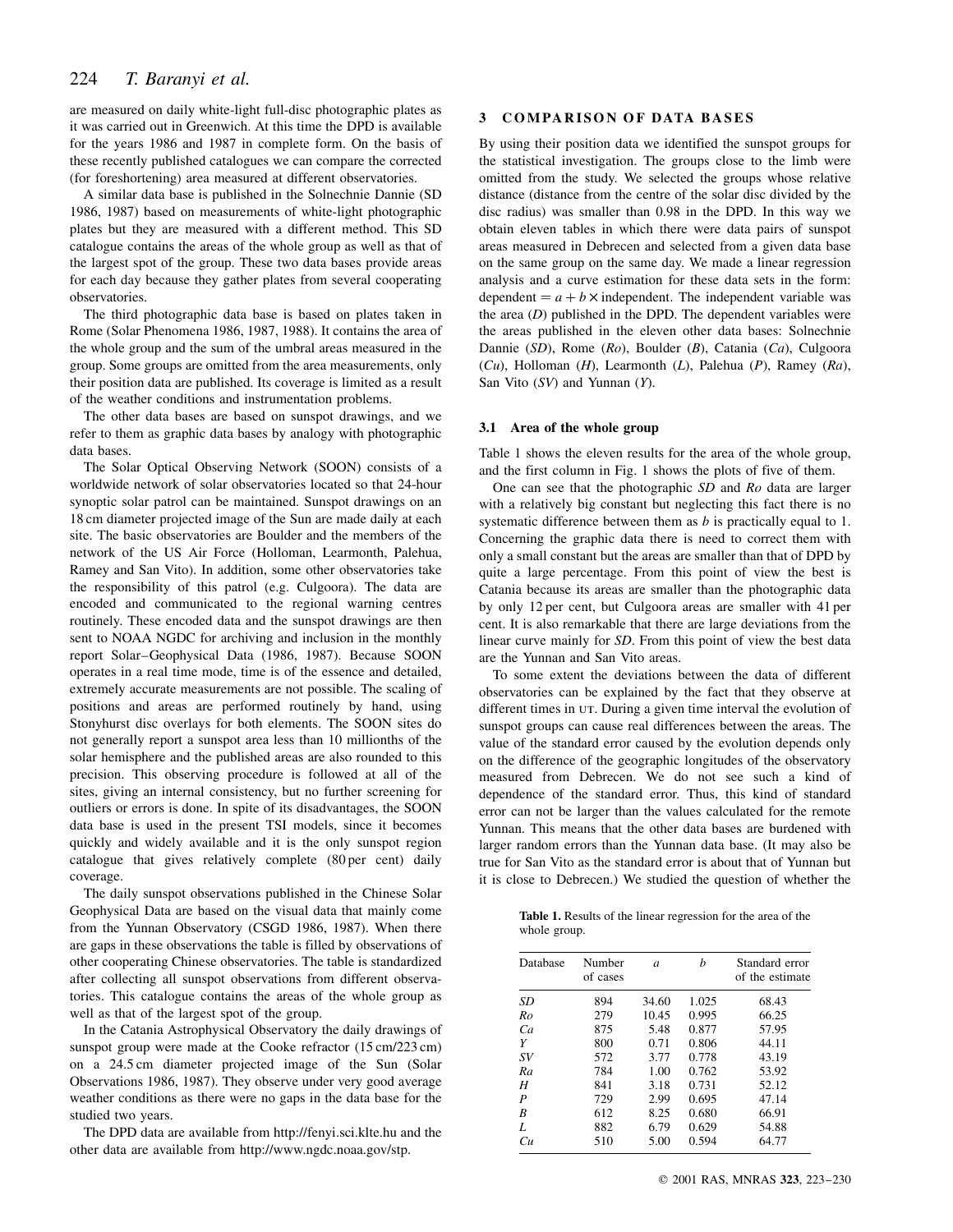are measured on daily white-light full-disc photographic plates as it was carried out in Greenwich. At this time the DPD is available for the years 1986 and 1987 in complete form. On the basis of these recently published catalogues we can compare the corrected (for foreshortening) area measured at different observatories.

A similar data base is published in the Solnechnie Dannie (SD 1986, 1987) based on measurements of white-light photographic plates but they are measured with a different method. This SD catalogue contains the areas of the whole group as well as that of the largest spot of the group. These two data bases provide areas for each day because they gather plates from several cooperating observatories.

The third photographic data base is based on plates taken in Rome (Solar Phenomena 1986, 1987, 1988). It contains the area of the whole group and the sum of the umbral areas measured in the group. Some groups are omitted from the area measurements, only their position data are published. Its coverage is limited as a result of the weather conditions and instrumentation problems.

The other data bases are based on sunspot drawings, and we refer to them as graphic data bases by analogy with photographic data bases.

The Solar Optical Observing Network (SOON) consists of a worldwide network of solar observatories located so that 24-hour synoptic solar patrol can be maintained. Sunspot drawings on an 18 cm diameter projected image of the Sun are made daily at each site. The basic observatories are Boulder and the members of the network of the US Air Force (Holloman, Learmonth, Palehua, Ramey and San Vito). In addition, some other observatories take the responsibility of this patrol (e.g. Culgoora). The data are encoded and communicated to the regional warning centres routinely. These encoded data and the sunspot drawings are then sent to NOAA NGDC for archiving and inclusion in the monthly report Solar–Geophysical Data (1986, 1987). Because SOON operates in a real time mode, time is of the essence and detailed, extremely accurate measurements are not possible. The scaling of positions and areas are performed routinely by hand, using Stonyhurst disc overlays for both elements. The SOON sites do not generally report a sunspot area less than 10 millionths of the solar hemisphere and the published areas are also rounded to this precision. This observing procedure is followed at all of the sites, giving an internal consistency, but no further screening for outliers or errors is done. In spite of its disadvantages, the SOON data base is used in the present TSI models, since it becomes quickly and widely available and it is the only sunspot region catalogue that gives relatively complete (80 per cent) daily coverage.

The daily sunspot observations published in the Chinese Solar Geophysical Data are based on the visual data that mainly come from the Yunnan Observatory (CSGD 1986, 1987). When there are gaps in these observations the table is filled by observations of other cooperating Chinese observatories. The table is standardized after collecting all sunspot observations from different observatories. This catalogue contains the areas of the whole group as well as that of the largest spot of the group.

In the Catania Astrophysical Observatory the daily drawings of sunspot group were made at the Cooke refractor (15 cm/223 cm) on a 24.5 cm diameter projected image of the Sun (Solar Observations 1986, 1987). They observe under very good average weather conditions as there were no gaps in the data base for the studied two years.

The DPD data are available from http://fenyi.sci.klte.hu and the other data are available from http://www.ngdc.noaa.gov/stp.

## 3 COMPARISON OF DATA BASES

By using their position data we identified the sunspot groups for the statistical investigation. The groups close to the limb were omitted from the study. We selected the groups whose relative distance (distance from the centre of the solar disc divided by the disc radius) was smaller than 0.98 in the DPD. In this way we obtain eleven tables in which there were data pairs of sunspot areas measured in Debrecen and selected from a given data base on the same group on the same day. We made a linear regression analysis and a curve estimation for these data sets in the form: dependent $= a + b \times$ independent. The independent variable was the area ($D$) published in the DPD. The dependent variables were the areas published in the eleven other data bases: Solnechnie Dannie ($SD$), Rome ($Ro$), Boulder ($B$), Catania ($Ca$), Culgoora ($Cu$), Holloman ($H$), Learmonth ($L$), Palehua ($P$), Ramey ($Ra$), San Vito ($SV$) and Yunnan ($Y$).

### 3.1 Area of the whole group

Table 1 shows the eleven results for the area of the whole group, and the first column in Fig. 1 shows the plots of five of them.

One can see that the photographic $SD$ and $Ro$ data are larger with a relatively big constant but neglecting this fact there is no systematic difference between them as $b$ is practically equal to 1. Concerning the graphic data there is need to correct them with only a small constant but the areas are smaller than that of DPD by quite a large percentage. From this point of view the best is Catania because its areas are smaller than the photographic data by only 12 per cent, but Culgoora areas are smaller with 41 per cent. It is also remarkable that there are large deviations from the linear curve mainly for $SD$. From this point of view the best data are the Yunnan and San Vito areas.

To some extent the deviations between the data of different observatories can be explained by the fact that they observe at different times in UT. During a given time interval the evolution of sunspot groups can cause real differences between the areas. The value of the standard error caused by the evolution depends only on the difference of the geographic longitudes of the observatory measured from Debrecen. We do not see such a kind of dependence of the standard error. Thus, this kind of standard error can not be larger than the values calculated for the remote Yunnan. This means that the other data bases are burdened with larger random errors than the Yunnan data base. (It may also be true for San Vito as the standard error is about that of Yunnan but it is close to Debrecen.) We studied the question of whether the

**Table 1.** Results of the linear regression for the area of the whole group.

| Database | Number of cases | $a$ | $b$ | Standard error of the estimate |
|---|---|---|---|---|
| $SD$ | 894 | 34.60 | 1.025 | 68.43 |
| $Ro$ | 279 | 10.45 | 0.995 | 66.25 |
| $Ca$ | 875 | 5.48 | 0.877 | 57.95 |
| $Y$ | 800 | 0.71 | 0.806 | 44.11 |
| $SV$ | 572 | 3.77 | 0.778 | 43.19 |
| $Ra$ | 784 | 1.00 | 0.762 | 53.92 |
| $H$ | 841 | 3.18 | 0.731 | 52.12 |
| $P$ | 729 | 2.99 | 0.695 | 47.14 |
| $B$ | 612 | 8.25 | 0.680 | 66.91 |
| $L$ | 882 | 6.79 | 0.629 | 54.88 |
| $Cu$ | 510 | 5.00 | 0.594 | 64.77 |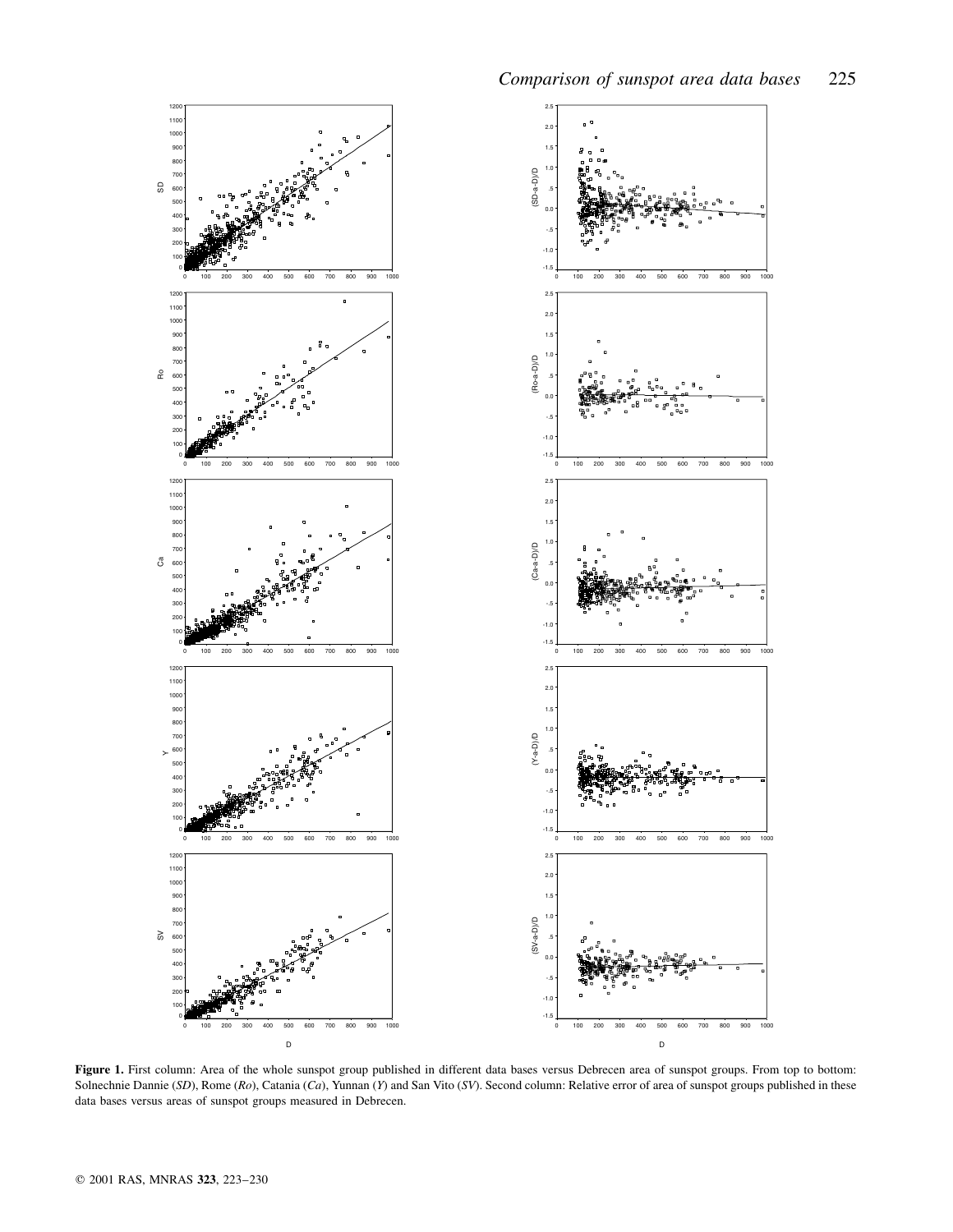**Figure 1.** First column: Area of the whole sunspot group published in different data bases versus Debrecen area of sunspot groups. From top to bottom: Solnechnie Dannie (*SD*), Rome (*Ro*), Catania (*Ca*), Yunnan (*Y*) and San Vito (*SV*). Second column: Relative error of area of sunspot groups published in these data bases versus areas of sunspot groups measured in Debrecen.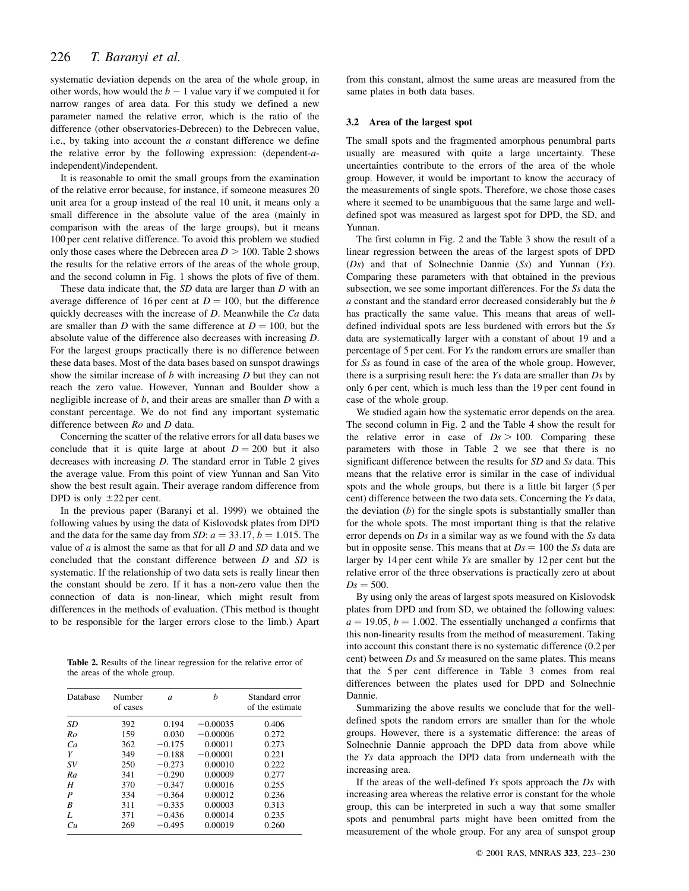systematic deviation depends on the area of the whole group, in other words, how would the $b - 1$ value vary if we computed it for narrow ranges of area data. For this study we defined a new parameter named the relative error, which is the ratio of the difference (other observatories-Debrecen) to the Debrecen value, i.e., by taking into account the *a* constant difference we define the relative error by the following expression: (dependent-*a*-independent)/independent.

It is reasonable to omit the small groups from the examination of the relative error because, for instance, if someone measures 20 unit area for a group instead of the real 10 unit, it means only a small difference in the absolute value of the area (mainly in comparison with the areas of the large groups), but it means 100 per cent relative difference. To avoid this problem we studied only those cases where the Debrecen area $D > 100$. Table 2 shows the results for the relative errors of the areas of the whole group, and the second column in Fig. 1 shows the plots of five of them.

These data indicate that, the *SD* data are larger than *D* with an average difference of 16 per cent at $D = 100$, but the difference quickly decreases with the increase of *D*. Meanwhile the *Ca* data are smaller than *D* with the same difference at $D = 100$, but the absolute value of the difference also decreases with increasing *D*. For the largest groups practically there is no difference between these data bases. Most of the data bases based on sunspot drawings show the similar increase of *b* with increasing *D* but they can not reach the zero value. However, Yunnan and Boulder show a negligible increase of *b*, and their areas are smaller than *D* with a constant percentage. We do not find any important systematic difference between *Ro* and *D* data.

Concerning the scatter of the relative errors for all data bases we conclude that it is quite large at about $D = 200$ but it also decreases with increasing *D*. The standard error in Table 2 gives the average value. From this point of view Yunnan and San Vito show the best result again. Their average random difference from DPD is only $\pm 22$ per cent.

In the previous paper (Baranyi et al. 1999) we obtained the following values by using the data of Kislovodsk plates from DPD and the data for the same day from *SD*: $a = 33.17$, $b = 1.015$. The value of *a* is almost the same as that for all *D* and *SD* data and we concluded that the constant difference between *D* and *SD* is systematic. If the relationship of two data sets is really linear then the constant should be zero. If it has a non-zero value then the connection of data is non-linear, which might result from differences in the methods of evaluation. (This method is thought to be responsible for the larger errors close to the limb.) Apart from this constant, almost the same areas are measured from the same plates in both data bases.

**Table 2.** Results of the linear regression for the relative error of the areas of the whole group.

| Database | Number of cases | *a* | *b* | Standard error of the estimate |
|---|---|---|---|---|
| *SD* | 392 | 0.194 | −0.00035 | 0.406 |
| *Ro* | 159 | 0.030 | −0.00006 | 0.272 |
| *Ca* | 362 | −0.175 | 0.00011 | 0.273 |
| *Y* | 349 | −0.188 | −0.00001 | 0.221 |
| *SV* | 250 | −0.273 | 0.00010 | 0.222 |
| *Ra* | 341 | −0.290 | 0.00009 | 0.277 |
| *H* | 370 | −0.347 | 0.00016 | 0.255 |
| *P* | 334 | −0.364 | 0.00012 | 0.236 |
| *B* | 311 | −0.335 | 0.00003 | 0.313 |
| *L* | 371 | −0.436 | 0.00014 | 0.235 |
| *Cu* | 269 | −0.495 | 0.00019 | 0.260 |

### 3.2 Area of the largest spot

The small spots and the fragmented amorphous penumbral parts usually are measured with quite a large uncertainty. These uncertainties contribute to the errors of the area of the whole group. However, it would be important to know the accuracy of the measurements of single spots. Therefore, we chose those cases where it seemed to be unambiguous that the same large and well-defined spot was measured as largest spot for DPD, the SD, and Yunnan.

The first column in Fig. 2 and the Table 3 show the result of a linear regression between the areas of the largest spots of DPD (*Ds*) and that of Solnechnie Dannie (*Ss*) and Yunnan (*Ys*). Comparing these parameters with that obtained in the previous subsection, we see some important differences. For the *Ss* data the *a* constant and the standard error decreased considerably but the *b* has practically the same value. This means that areas of well-defined individual spots are less burdened with errors but the *Ss* data are systematically larger with a constant of about 19 and a percentage of 5 per cent. For *Ys* the random errors are smaller than for *Ss* as found in case of the area of the whole group. However, there is a surprising result here: the *Ys* data are smaller than *Ds* by only 6 per cent, which is much less than the 19 per cent found in case of the whole group.

We studied again how the systematic error depends on the area. The second column in Fig. 2 and the Table 4 show the result for the relative error in case of $Ds > 100$. Comparing these parameters with those in Table 2 we see that there is no significant difference between the results for *SD* and *Ss* data. This means that the relative error is similar in the case of individual spots and the whole groups, but there is a little bit larger (5 per cent) difference between the two data sets. Concerning the *Ys* data, the deviation (*b*) for the single spots is substantially smaller than for the whole spots. The most important thing is that the relative error depends on *Ds* in a similar way as we found with the *Ss* data but in opposite sense. This means that at $Ds = 100$ the *Ss* data are larger by 14 per cent while *Ys* are smaller by 12 per cent but the relative error of the three observations is practically zero at about $Ds = 500$.

By using only the areas of largest spots measured on Kislovodsk plates from DPD and from SD, we obtained the following values: $a = 19.05$, $b = 1.002$. The essentially unchanged *a* confirms that this non-linearity results from the method of measurement. Taking into account this constant there is no systematic difference (0.2 per cent) between *Ds* and *Ss* measured on the same plates. This means that the 5 per cent difference in Table 3 comes from real differences between the plates used for DPD and Solnechnie Dannie.

Summarizing the above results we conclude that for the well-defined spots the random errors are smaller than for the whole groups. However, there is a systematic difference: the areas of Solnechnie Dannie approach the DPD data from above while the *Ys* data approach the DPD data from underneath with the increasing area.

If the areas of the well-defined *Ys* spots approach the *Ds* with increasing area whereas the relative error is constant for the whole group, this can be interpreted in such a way that some smaller spots and penumbral parts might have been omitted from the measurement of the whole group. For any area of sunspot group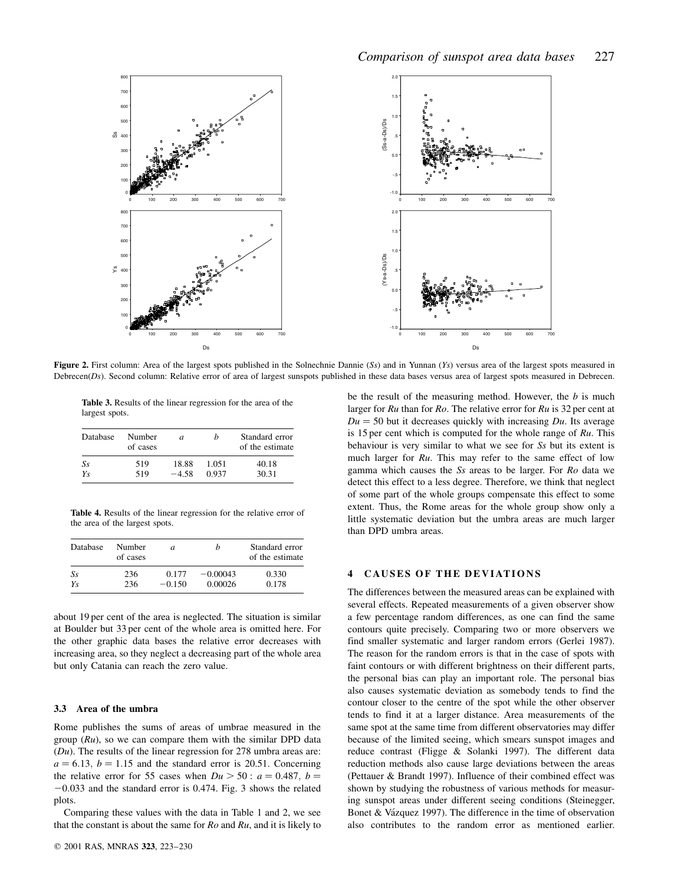**Figure 2.** First column: Area of the largest spots published in the Solnechnie Dannie (*Ss*) and in Yunnan (*Ys*) versus area of the largest spots measured in Debrecen(*Ds*). Second column: Relative error of area of largest sunspots published in these data bases versus area of largest spots measured in Debrecen.

**Table 3.** Results of the linear regression for the area of the largest spots.

| Database | Number of cases | $a$ | $b$ | Standard error of the estimate |
|---|---|---|---|---|
| *Ss* | 519 | 18.88 | 1.051 | 40.18 |
| *Ys* | 519 | −4.58 | 0.937 | 30.31 |

**Table 4.** Results of the linear regression for the relative error of the area of the largest spots.

| Database | Number of cases | $a$ | $b$ | Standard error of the estimate |
|---|---|---|---|---|
| *Ss* | 236 | 0.177 | −0.00043 | 0.330 |
| *Ys* | 236 | −0.150 | 0.00026 | 0.178 |

about 19 per cent of the area is neglected. The situation is similar at Boulder but 33 per cent of the whole area is omitted here. For the other graphic data bases the relative error decreases with increasing area, so they neglect a decreasing part of the whole area but only Catania can reach the zero value.

### 3.3 Area of the umbra

Rome publishes the sums of areas of umbrae measured in the group (*Ru*), so we can compare them with the similar DPD data (*Du*). The results of the linear regression for 278 umbra areas are: $a = 6.13$, $b = 1.15$ and the standard error is 20.51. Concerning the relative error for 55 cases when $Du > 50$ : $a = 0.487$, $b = -0.033$ and the standard error is 0.474. Fig. 3 shows the related plots.

Comparing these values with the data in Table 1 and 2, we see that the constant is about the same for *Ro* and *Ru*, and it is likely to be the result of the measuring method. However, the $b$ is much larger for *Ru* than for *Ro*. The relative error for *Ru* is 32 per cent at $Du = 50$ but it decreases quickly with increasing *Du*. Its average is 15 per cent which is computed for the whole range of *Ru*. This behaviour is very similar to what we see for *Ss* but its extent is much larger for *Ru*. This may refer to the same effect of low gamma which causes the *Ss* areas to be larger. For *Ro* data we detect this effect to a less degree. Therefore, we think that neglect of some part of the whole groups compensate this effect to some extent. Thus, the Rome areas for the whole group show only a little systematic deviation but the umbra areas are much larger than DPD umbra areas.

## 4 CAUSES OF THE DEVIATIONS

The differences between the measured areas can be explained with several effects. Repeated measurements of a given observer show a few percentage random differences, as one can find the same contours quite precisely. Comparing two or more observers we find smaller systematic and larger random errors (Gerlei 1987). The reason for the random errors is that in the case of spots with faint contours or with different brightness on their different parts, the personal bias can play an important role. The personal bias also causes systematic deviation as somebody tends to find the contour closer to the centre of the spot while the other observer tends to find it at a larger distance. Area measurements of the same spot at the same time from different observatories may differ because of the limited seeing, which smears sunspot images and reduce contrast (Fligge & Solanki 1997). The different data reduction methods also cause large deviations between the areas (Pettauer & Brandt 1997). Influence of their combined effect was shown by studying the robustness of various methods for measuring sunspot areas under different seeing conditions (Steinegger, Bonet & Vázquez 1997). The difference in the time of observation also contributes to the random error as mentioned earlier.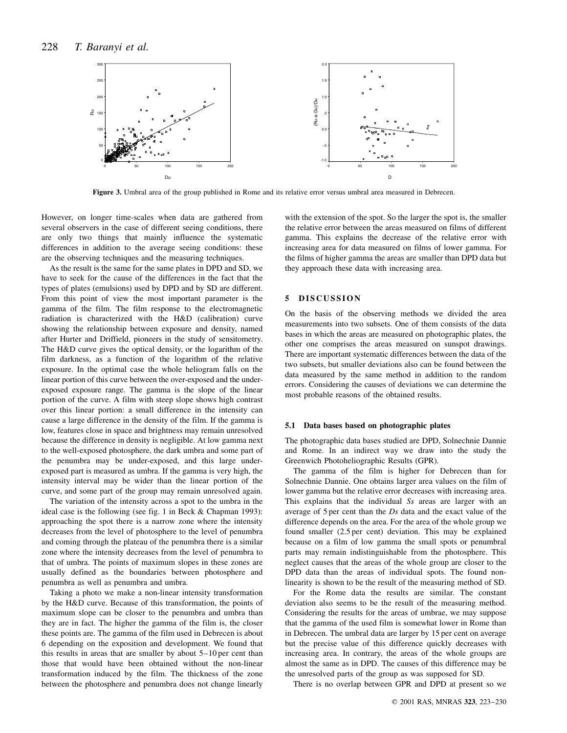300
250
200
150
100
50
0
Ru
0
50
100
150
200
Du

2.0
1.5
1.0
.5
0.0
-.5
-1.0
(Ru-a-Du)/Du
0
50
100
150
200
D

**Figure 3.** Umbral area of the group published in Rome and its relative error versus umbral area measured in Debrecen.

However, on longer time-scales when data are gathered from several observers in the case of different seeing conditions, there are only two things that mainly influence the systematic differences in addition to the average seeing conditions: these are the observing techniques and the measuring techniques.

As the result is the same for the same plates in DPD and SD, we have to seek for the cause of the differences in the fact that the types of plates (emulsions) used by DPD and by SD are different. From this point of view the most important parameter is the gamma of the film. The film response to the electromagnetic radiation is characterized with the H&D (calibration) curve showing the relationship between exposure and density, named after Hurter and Driffield, pioneers in the study of sensitometry. The H&D curve gives the optical density, or the logarithm of the film darkness, as a function of the logarithm of the relative exposure. In the optimal case the whole heliogram falls on the linear portion of this curve between the over-exposed and the under-exposed exposure range. The gamma is the slope of the linear portion of the curve. A film with steep slope shows high contrast over this linear portion: a small difference in the intensity can cause a large difference in the density of the film. If the gamma is low, features close in space and brightness may remain unresolved because the difference in density is negligible. At low gamma next to the well-exposed photosphere, the dark umbra and some part of the penumbra may be under-exposed, and this large under-exposed part is measured as umbra. If the gamma is very high, the intensity interval may be wider than the linear portion of the curve, and some part of the group may remain unresolved again.

The variation of the intensity across a spot to the umbra in the ideal case is the following (see fig. 1 in Beck & Chapman 1993): approaching the spot there is a narrow zone where the intensity decreases from the level of photosphere to the level of penumbra and coming through the plateau of the penumbra there is a similar zone where the intensity decreases from the level of penumbra to that of umbra. The points of maximum slopes in these zones are usually defined as the boundaries between photosphere and penumbra as well as penumbra and umbra.

Taking a photo we make a non-linear intensity transformation by the H&D curve. Because of this transformation, the points of maximum slope can be closer to the penumbra and umbra than they are in fact. The higher the gamma of the film is, the closer these points are. The gamma of the film used in Debrecen is about 6 depending on the exposition and development. We found that this results in areas that are smaller by about 5–10 per cent than those that would have been obtained without the non-linear transformation induced by the film. The thickness of the zone between the photosphere and penumbra does not change linearly with the extension of the spot. So the larger the spot is, the smaller the relative error between the areas measured on films of different gamma. This explains the decrease of the relative error with increasing area for data measured on films of lower gamma. For the films of higher gamma the areas are smaller than DPD data but they approach these data with increasing area.

## 5 DISCUSSION

On the basis of the observing methods we divided the area measurements into two subsets. One of them consists of the data bases in which the areas are measured on photographic plates, the other one comprises the areas measured on sunspot drawings. There are important systematic differences between the data of the two subsets, but smaller deviations also can be found between the data measured by the same method in addition to the random errors. Considering the causes of deviations we can determine the most probable reasons of the obtained results.

### 5.1 Data bases based on photographic plates

The photographic data bases studied are DPD, Solnechnie Dannie and Rome. In an indirect way we draw into the study the Greenwich Photoheliographic Results (GPR).

The gamma of the film is higher for Debrecen than for Solnechnie Dannie. One obtains larger area values on the film of lower gamma but the relative error decreases with increasing area. This explains that the individual *Ss* areas are larger with an average of 5 per cent than the *Ds* data and the exact value of the difference depends on the area. For the area of the whole group we found smaller (2.5 per cent) deviation. This may be explained because on a film of low gamma the small spots or penumbral parts may remain indistinguishable from the photosphere. This neglect causes that the areas of the whole group are closer to the DPD data than the areas of individual spots. The found non-linearity is shown to be the result of the measuring method of SD.

For the Rome data the results are similar. The constant deviation also seems to be the result of the measuring method. Considering the results for the areas of umbrae, we may suppose that the gamma of the used film is somewhat lower in Rome than in Debrecen. The umbral data are larger by 15 per cent on average but the precise value of this difference quickly decreases with increasing area. In contrary, the areas of the whole groups are almost the same as in DPD. The causes of this difference may be the unresolved parts of the group as was supposed for SD.

There is no overlap between GPR and DPD at present so we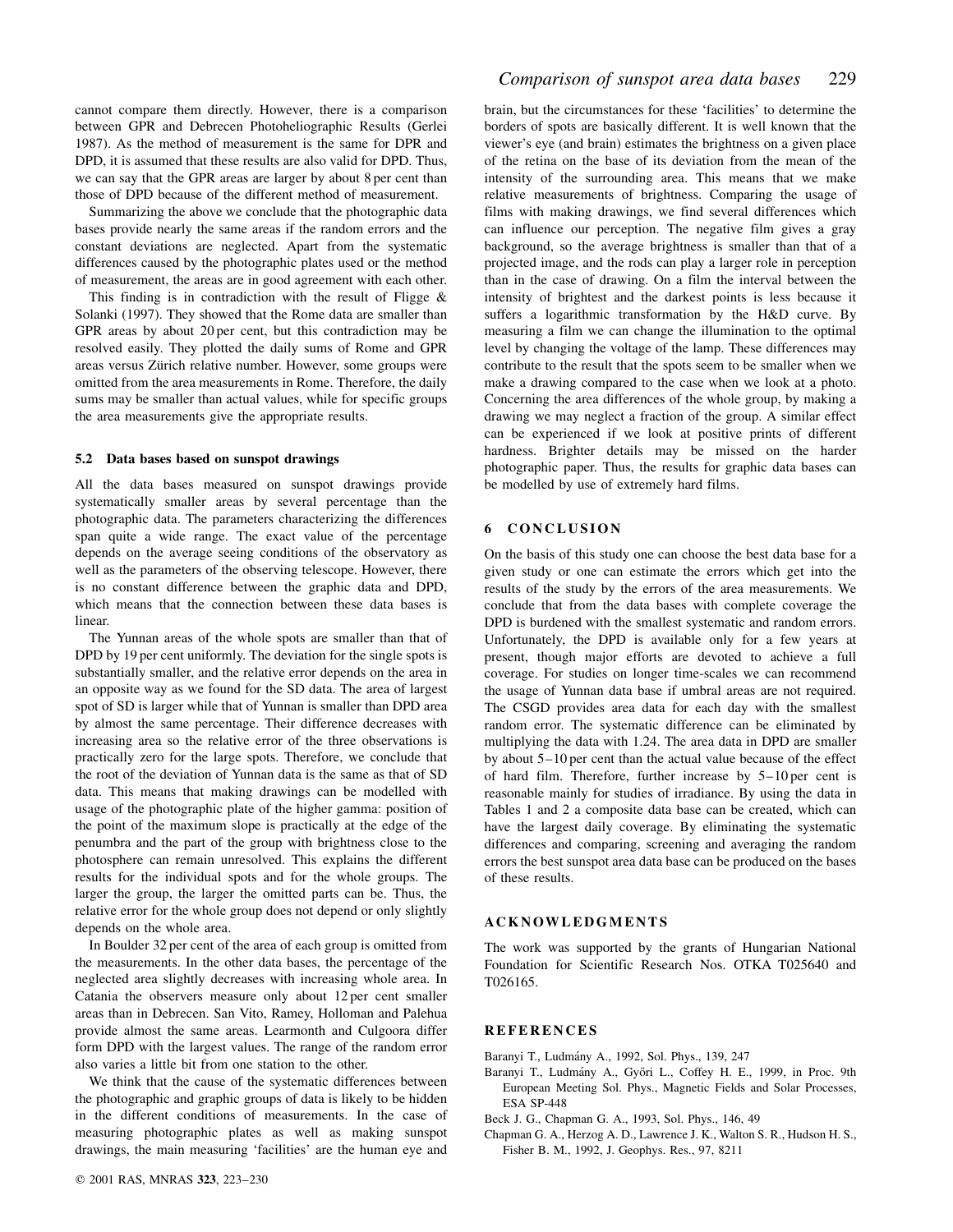cannot compare them directly. However, there is a comparison between GPR and Debrecen Photoheliographic Results (Gerlei 1987). As the method of measurement is the same for DPR and DPD, it is assumed that these results are also valid for DPD. Thus, we can say that the GPR areas are larger by about 8 per cent than those of DPD because of the different method of measurement.

Summarizing the above we conclude that the photographic data bases provide nearly the same areas if the random errors and the constant deviations are neglected. Apart from the systematic differences caused by the photographic plates used or the method of measurement, the areas are in good agreement with each other.

This finding is in contradiction with the result of Fligge & Solanki (1997). They showed that the Rome data are smaller than GPR areas by about 20 per cent, but this contradiction may be resolved easily. They plotted the daily sums of Rome and GPR areas versus Zürich relative number. However, some groups were omitted from the area measurements in Rome. Therefore, the daily sums may be smaller than actual values, while for specific groups the area measurements give the appropriate results.

### 5.2 Data bases based on sunspot drawings

All the data bases measured on sunspot drawings provide systematically smaller areas by several percentage than the photographic data. The parameters characterizing the differences span quite a wide range. The exact value of the percentage depends on the average seeing conditions of the observatory as well as the parameters of the observing telescope. However, there is no constant difference between the graphic data and DPD, which means that the connection between these data bases is linear.

The Yunnan areas of the whole spots are smaller than that of DPD by 19 per cent uniformly. The deviation for the single spots is substantially smaller, and the relative error depends on the area in an opposite way as we found for the SD data. The area of largest spot of SD is larger while that of Yunnan is smaller than DPD area by almost the same percentage. Their difference decreases with increasing area so the relative error of the three observations is practically zero for the large spots. Therefore, we conclude that the root of the deviation of Yunnan data is the same as that of SD data. This means that making drawings can be modelled with usage of the photographic plate of the higher gamma: position of the point of the maximum slope is practically at the edge of the penumbra and the part of the group with brightness close to the photosphere can remain unresolved. This explains the different results for the individual spots and for the whole groups. The larger the group, the larger the omitted parts can be. Thus, the relative error for the whole group does not depend or only slightly depends on the whole area.

In Boulder 32 per cent of the area of each group is omitted from the measurements. In the other data bases, the percentage of the neglected area slightly decreases with increasing whole area. In Catania the observers measure only about 12 per cent smaller areas than in Debrecen. San Vito, Ramey, Holloman and Palehua provide almost the same areas. Learmonth and Culgoora differ form DPD with the largest values. The range of the random error also varies a little bit from one station to the other.

We think that the cause of the systematic differences between the photographic and graphic groups of data is likely to be hidden in the different conditions of measurements. In the case of measuring photographic plates as well as making sunspot drawings, the main measuring 'facilities' are the human eye and brain, but the circumstances for these 'facilities' to determine the borders of spots are basically different. It is well known that the viewer's eye (and brain) estimates the brightness on a given place of the retina on the base of its deviation from the mean of the intensity of the surrounding area. This means that we make relative measurements of brightness. Comparing the usage of films with making drawings, we find several differences which can influence our perception. The negative film gives a gray background, so the average brightness is smaller than that of a projected image, and the rods can play a larger role in perception than in the case of drawing. On a film the interval between the intensity of brightest and the darkest points is less because it suffers a logarithmic transformation by the H&D curve. By measuring a film we can change the illumination to the optimal level by changing the voltage of the lamp. These differences may contribute to the result that the spots seem to be smaller when we make a drawing compared to the case when we look at a photo. Concerning the area differences of the whole group, by making a drawing we may neglect a fraction of the group. A similar effect can be experienced if we look at positive prints of different hardness. Brighter details may be missed on the harder photographic paper. Thus, the results for graphic data bases can be modelled by use of extremely hard films.

## 6 CONCLUSION

On the basis of this study one can choose the best data base for a given study or one can estimate the errors which get into the results of the study by the errors of the area measurements. We conclude that from the data bases with complete coverage the DPD is burdened with the smallest systematic and random errors. Unfortunately, the DPD is available only for a few years at present, though major efforts are devoted to achieve a full coverage. For studies on longer time-scales we can recommend the usage of Yunnan data base if umbral areas are not required. The CSGD provides area data for each day with the smallest random error. The systematic difference can be eliminated by multiplying the data with 1.24. The area data in DPD are smaller by about 5–10 per cent than the actual value because of the effect of hard film. Therefore, further increase by 5–10 per cent is reasonable mainly for studies of irradiance. By using the data in Tables 1 and 2 a composite data base can be created, which can have the largest daily coverage. By eliminating the systematic differences and comparing, screening and averaging the random errors the best sunspot area data base can be produced on the bases of these results.

## ACKNOWLEDGMENTS

The work was supported by the grants of Hungarian National Foundation for Scientific Research Nos. OTKA T025640 and T026165.

## REFERENCES

Baranyi T., Ludmány A., 1992, Sol. Phys., 139, 247

Baranyi T., Ludmány A., Győri L., Coffey H. E., 1999, in Proc. 9th European Meeting Sol. Phys., Magnetic Fields and Solar Processes, ESA SP-448

Beck J. G., Chapman G. A., 1993, Sol. Phys., 146, 49

Chapman G. A., Herzog A. D., Lawrence J. K., Walton S. R., Hudson H. S., Fisher B. M., 1992, J. Geophys. Res., 97, 8211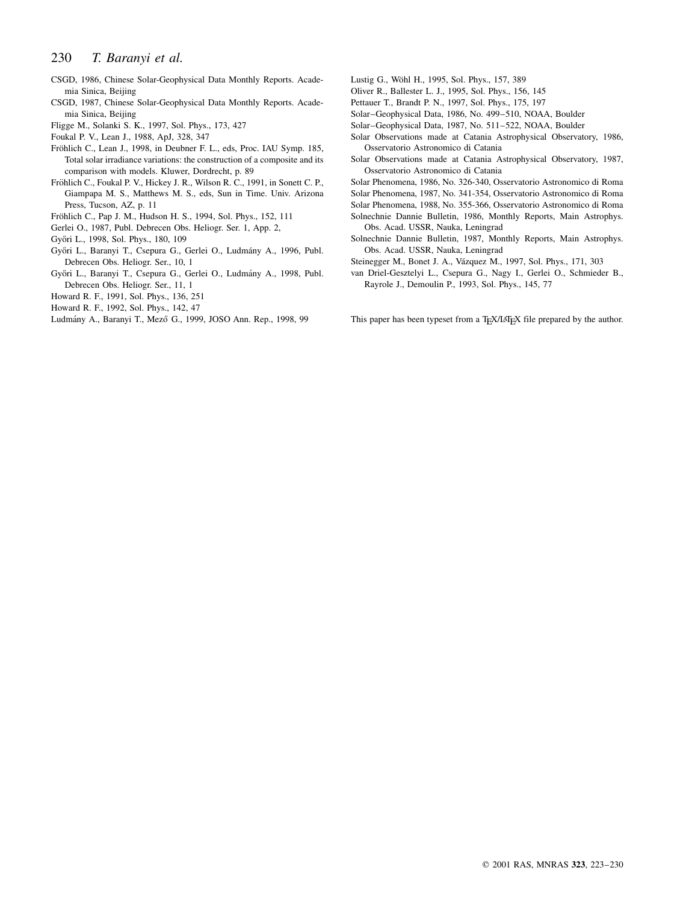CSGD, 1986, Chinese Solar-Geophysical Data Monthly Reports. Academia Sinica, Beijing

CSGD, 1987, Chinese Solar-Geophysical Data Monthly Reports. Academia Sinica, Beijing

Fligge M., Solanki S. K., 1997, Sol. Phys., 173, 427

Foukal P. V., Lean J., 1988, ApJ, 328, 347

Fröhlich C., Lean J., 1998, in Deubner F. L., eds, Proc. IAU Symp. 185, Total solar irradiance variations: the construction of a composite and its comparison with models. Kluwer, Dordrecht, p. 89

Fröhlich C., Foukal P. V., Hickey J. R., Wilson R. C., 1991, in Sonett C. P., Giampapa M. S., Matthews M. S., eds, Sun in Time. Univ. Arizona Press, Tucson, AZ, p. 11

Fröhlich C., Pap J. M., Hudson H. S., 1994, Sol. Phys., 152, 111

Gerlei O., 1987, Publ. Debrecen Obs. Heliogr. Ser. 1, App. 2,

Győri L., 1998, Sol. Phys., 180, 109

Győri L., Baranyi T., Csepura G., Gerlei O., Ludmány A., 1996, Publ. Debrecen Obs. Heliogr. Ser., 10, 1

Győri L., Baranyi T., Csepura G., Gerlei O., Ludmány A., 1998, Publ. Debrecen Obs. Heliogr. Ser., 11, 1

Howard R. F., 1991, Sol. Phys., 136, 251

Howard R. F., 1992, Sol. Phys., 142, 47

Ludmány A., Baranyi T., Mező G., 1999, JOSO Ann. Rep., 1998, 99

Lustig G., Wöhl H., 1995, Sol. Phys., 157, 389

Oliver R., Ballester L. J., 1995, Sol. Phys., 156, 145

Pettauer T., Brandt P. N., 1997, Sol. Phys., 175, 197

Solar–Geophysical Data, 1986, No. 499–510, NOAA, Boulder

Solar–Geophysical Data, 1987, No. 511–522, NOAA, Boulder

Solar Observations made at Catania Astrophysical Observatory, 1986, Osservatorio Astronomico di Catania

Solar Observations made at Catania Astrophysical Observatory, 1987, Osservatorio Astronomico di Catania

Solar Phenomena, 1986, No. 326-340, Osservatorio Astronomico di Roma

Solar Phenomena, 1987, No. 341-354, Osservatorio Astronomico di Roma

Solar Phenomena, 1988, No. 355-366, Osservatorio Astronomico di Roma

Solnechnie Dannie Bulletin, 1986, Monthly Reports, Main Astrophys. Obs. Acad. USSR, Nauka, Leningrad

Solnechnie Dannie Bulletin, 1987, Monthly Reports, Main Astrophys. Obs. Acad. USSR, Nauka, Leningrad

Steinegger M., Bonet J. A., Vázquez M., 1997, Sol. Phys., 171, 303

van Driel-Gesztelyi L., Csepura G., Nagy I., Gerlei O., Schmieder B., Rayrole J., Demoulin P., 1993, Sol. Phys., 145, 77

This paper has been typeset from a TEX/LATEX file prepared by the author.